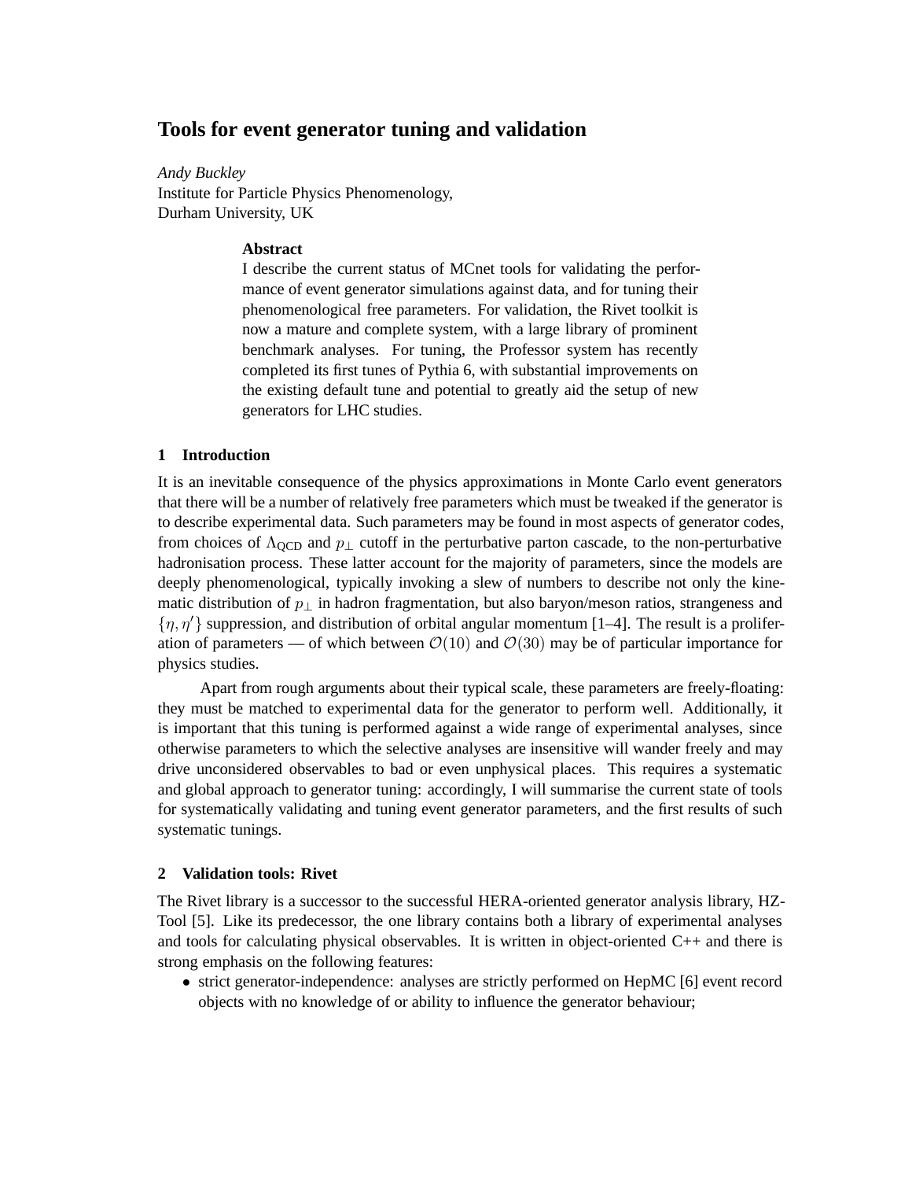# Tools for event generator tuning and validation

*Andy Buckley*
Institute for Particle Physics Phenomenology,
Durham University, UK

**Abstract**

I describe the current status of MCnet tools for validating the performance of event generator simulations against data, and for tuning their phenomenological free parameters. For validation, the Rivet toolkit is now a mature and complete system, with a large library of prominent benchmark analyses. For tuning, the Professor system has recently completed its first tunes of Pythia 6, with substantial improvements on the existing default tune and potential to greatly aid the setup of new generators for LHC studies.

## 1 Introduction

It is an inevitable consequence of the physics approximations in Monte Carlo event generators that there will be a number of relatively free parameters which must be tweaked if the generator is to describe experimental data. Such parameters may be found in most aspects of generator codes, from choices of $\Lambda_{\text{QCD}}$ and $p_\perp$ cutoff in the perturbative parton cascade, to the non-perturbative hadronisation process. These latter account for the majority of parameters, since the models are deeply phenomenological, typically invoking a slew of numbers to describe not only the kinematic distribution of $p_\perp$ in hadron fragmentation, but also baryon/meson ratios, strangeness and $\{\eta, \eta'\}$ suppression, and distribution of orbital angular momentum [1–4]. The result is a proliferation of parameters — of which between $\mathcal{O}(10)$ and $\mathcal{O}(30)$ may be of particular importance for physics studies.

Apart from rough arguments about their typical scale, these parameters are freely-floating: they must be matched to experimental data for the generator to perform well. Additionally, it is important that this tuning is performed against a wide range of experimental analyses, since otherwise parameters to which the selective analyses are insensitive will wander freely and may drive unconsidered observables to bad or even unphysical places. This requires a systematic and global approach to generator tuning: accordingly, I will summarise the current state of tools for systematically validating and tuning event generator parameters, and the first results of such systematic tunings.

## 2 Validation tools: Rivet

The Rivet library is a successor to the successful HERA-oriented generator analysis library, HZTool [5]. Like its predecessor, the one library contains both a library of experimental analyses and tools for calculating physical observables. It is written in object-oriented C++ and there is strong emphasis on the following features:

- strict generator-independence: analyses are strictly performed on HepMC [6] event record objects with no knowledge of or ability to influence the generator behaviour;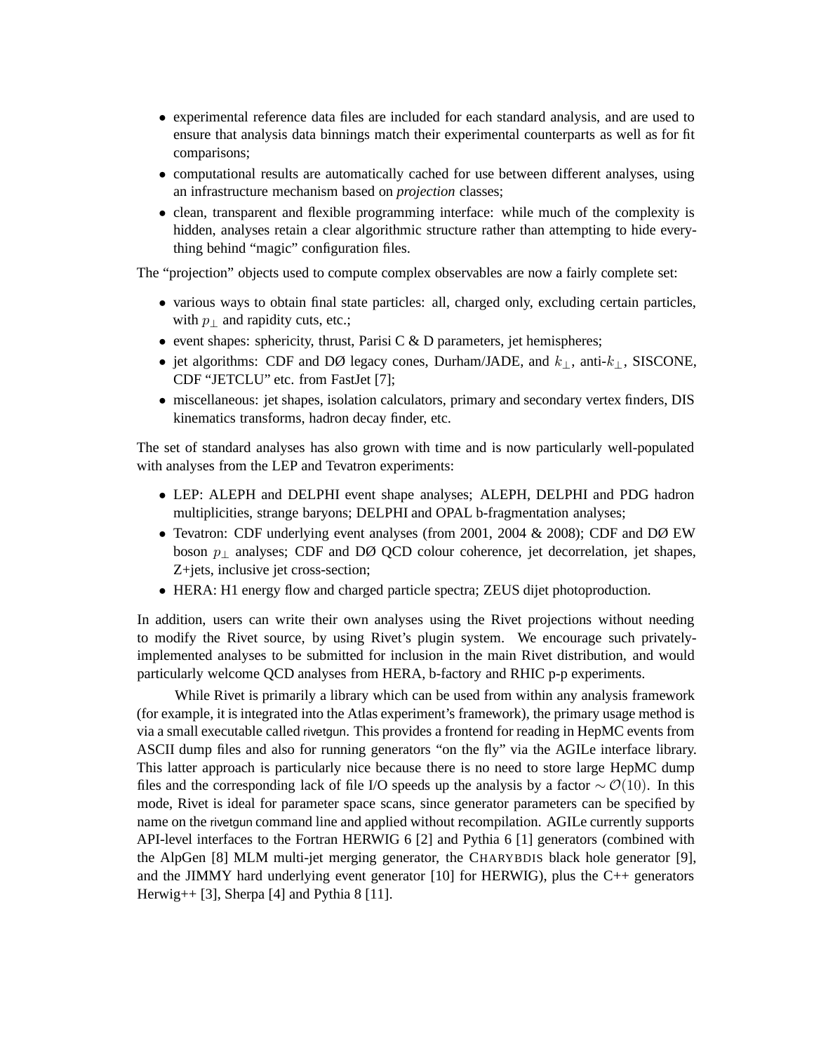- experimental reference data files are included for each standard analysis, and are used to ensure that analysis data binnings match their experimental counterparts as well as for fit comparisons;
- computational results are automatically cached for use between different analyses, using an infrastructure mechanism based on *projection* classes;
- clean, transparent and flexible programming interface: while much of the complexity is hidden, analyses retain a clear algorithmic structure rather than attempting to hide everything behind "magic" configuration files.

The "projection" objects used to compute complex observables are now a fairly complete set:

- various ways to obtain final state particles: all, charged only, excluding certain particles, with $p_\perp$ and rapidity cuts, etc.;
- event shapes: sphericity, thrust, Parisi C & D parameters, jet hemispheres;
- jet algorithms: CDF and DØ legacy cones, Durham/JADE, and $k_\perp$, anti-$k_\perp$, SISCONE, CDF "JETCLU" etc. from FastJet [7];
- miscellaneous: jet shapes, isolation calculators, primary and secondary vertex finders, DIS kinematics transforms, hadron decay finder, etc.

The set of standard analyses has also grown with time and is now particularly well-populated with analyses from the LEP and Tevatron experiments:

- LEP: ALEPH and DELPHI event shape analyses; ALEPH, DELPHI and PDG hadron multiplicities, strange baryons; DELPHI and OPAL b-fragmentation analyses;
- Tevatron: CDF underlying event analyses (from 2001, 2004 & 2008); CDF and DØ EW boson $p_\perp$ analyses; CDF and DØ QCD colour coherence, jet decorrelation, jet shapes, Z+jets, inclusive jet cross-section;
- HERA: H1 energy flow and charged particle spectra; ZEUS dijet photoproduction.

In addition, users can write their own analyses using the Rivet projections without needing to modify the Rivet source, by using Rivet's plugin system. We encourage such privately-implemented analyses to be submitted for inclusion in the main Rivet distribution, and would particularly welcome QCD analyses from HERA, b-factory and RHIC p-p experiments.

While Rivet is primarily a library which can be used from within any analysis framework (for example, it is integrated into the Atlas experiment's framework), the primary usage method is via a small executable called rivetgun. This provides a frontend for reading in HepMC events from ASCII dump files and also for running generators "on the fly" via the AGILe interface library. This latter approach is particularly nice because there is no need to store large HepMC dump files and the corresponding lack of file I/O speeds up the analysis by a factor $\sim \mathcal{O}(10)$. In this mode, Rivet is ideal for parameter space scans, since generator parameters can be specified by name on the rivetgun command line and applied without recompilation. AGILe currently supports API-level interfaces to the Fortran HERWIG 6 [2] and Pythia 6 [1] generators (combined with the AlpGen [8] MLM multi-jet merging generator, the CHARYBDIS black hole generator [9], and the JIMMY hard underlying event generator [10] for HERWIG), plus the C++ generators Herwig++ [3], Sherpa [4] and Pythia 8 [11].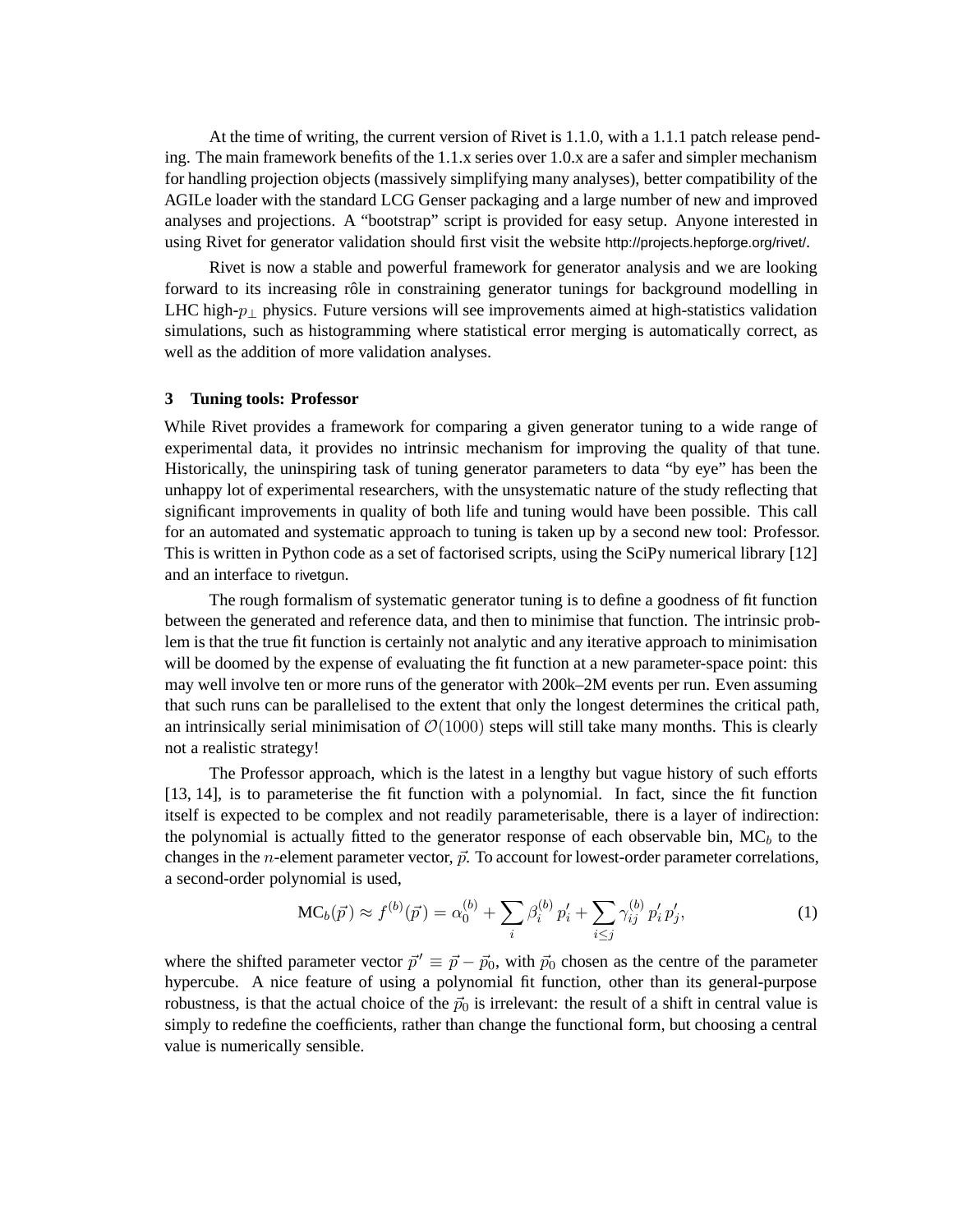At the time of writing, the current version of Rivet is 1.1.0, with a 1.1.1 patch release pending. The main framework benefits of the 1.1.x series over 1.0.x are a safer and simpler mechanism for handling projection objects (massively simplifying many analyses), better compatibility of the AGILe loader with the standard LCG Genser packaging and a large number of new and improved analyses and projections. A "bootstrap" script is provided for easy setup. Anyone interested in using Rivet for generator validation should first visit the website http://projects.hepforge.org/rivet/.

Rivet is now a stable and powerful framework for generator analysis and we are looking forward to its increasing rôle in constraining generator tunings for background modelling in LHC high-$p_\perp$ physics. Future versions will see improvements aimed at high-statistics validation simulations, such as histogramming where statistical error merging is automatically correct, as well as the addition of more validation analyses.

### 3 Tuning tools: Professor

While Rivet provides a framework for comparing a given generator tuning to a wide range of experimental data, it provides no intrinsic mechanism for improving the quality of that tune. Historically, the uninspiring task of tuning generator parameters to data "by eye" has been the unhappy lot of experimental researchers, with the unsystematic nature of the study reflecting that significant improvements in quality of both life and tuning would have been possible. This call for an automated and systematic approach to tuning is taken up by a second new tool: Professor. This is written in Python code as a set of factorised scripts, using the SciPy numerical library [12] and an interface to rivetgun.

The rough formalism of systematic generator tuning is to define a goodness of fit function between the generated and reference data, and then to minimise that function. The intrinsic problem is that the true fit function is certainly not analytic and any iterative approach to minimisation will be doomed by the expense of evaluating the fit function at a new parameter-space point: this may well involve ten or more runs of the generator with 200k–2M events per run. Even assuming that such runs can be parallelised to the extent that only the longest determines the critical path, an intrinsically serial minimisation of $\mathcal{O}(1000)$ steps will still take many months. This is clearly not a realistic strategy!

The Professor approach, which is the latest in a lengthy but vague history of such efforts [13, 14], is to parameterise the fit function with a polynomial. In fact, since the fit function itself is expected to be complex and not readily parameterisable, there is a layer of indirection: the polynomial is actually fitted to the generator response of each observable bin, $\mathrm{MC}_b$ to the changes in the $n$-element parameter vector, $\vec{p}$. To account for lowest-order parameter correlations, a second-order polynomial is used,

$$\mathrm{MC}_b(\vec{p}) \approx f^{(b)}(\vec{p}) = \alpha_0^{(b)} + \sum_i \beta_i^{(b)} \, p'_i + \sum_{i \le j} \gamma_{ij}^{(b)} \, p'_i \, p'_j, \tag{1}$$

where the shifted parameter vector $\vec{p}\,' \equiv \vec{p} - \vec{p}_0$, with $\vec{p}_0$ chosen as the centre of the parameter hypercube. A nice feature of using a polynomial fit function, other than its general-purpose robustness, is that the actual choice of the $\vec{p}_0$ is irrelevant: the result of a shift in central value is simply to redefine the coefficients, rather than change the functional form, but choosing a central value is numerically sensible.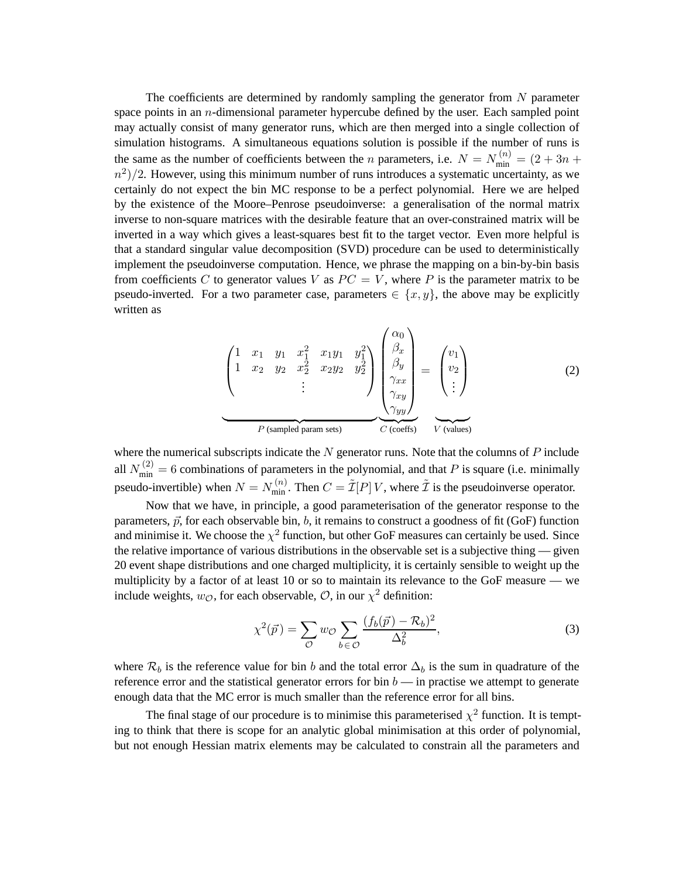The coefficients are determined by randomly sampling the generator from $N$ parameter space points in an $n$-dimensional parameter hypercube defined by the user. Each sampled point may actually consist of many generator runs, which are then merged into a single collection of simulation histograms. A simultaneous equations solution is possible if the number of runs is the same as the number of coefficients between the $n$ parameters, i.e. $N = N_{\text{min}}^{(n)} = (2 + 3n + n^2)/2$. However, using this minimum number of runs introduces a systematic uncertainty, as we certainly do not expect the bin MC response to be a perfect polynomial. Here we are helped by the existence of the Moore–Penrose pseudoinverse: a generalisation of the normal matrix inverse to non-square matrices with the desirable feature that an over-constrained matrix will be inverted in a way which gives a least-squares best fit to the target vector. Even more helpful is that a standard singular value decomposition (SVD) procedure can be used to deterministically implement the pseudoinverse computation. Hence, we phrase the mapping on a bin-by-bin basis from coefficients $C$ to generator values $V$ as $PC = V$, where $P$ is the parameter matrix to be pseudo-inverted. For a two parameter case, parameters $\in \{x, y\}$, the above may be explicitly written as

$$
\underbrace{\begin{pmatrix} 1 & x_1 & y_1 & x_1^2 & x_1 y_1 & y_1^2 \\ 1 & x_2 & y_2 & x_2^2 & x_2 y_2 & y_2^2 \\ & & & \vdots & & \end{pmatrix}}_{P \text{ (sampled param sets)}} \underbrace{\begin{pmatrix} \alpha_0 \\ \beta_x \\ \beta_y \\ \gamma_{xx} \\ \gamma_{xy} \\ \gamma_{yy} \end{pmatrix}}_{C \text{ (coeffs)}} = \underbrace{\begin{pmatrix} v_1 \\ v_2 \\ \vdots \end{pmatrix}}_{V \text{ (values)}} \tag{2}
$$

where the numerical subscripts indicate the $N$ generator runs. Note that the columns of $P$ include all $N_{\text{min}}^{(2)} = 6$ combinations of parameters in the polynomial, and that $P$ is square (i.e. minimally pseudo-invertible) when $N = N_{\text{min}}^{(n)}$. Then $C = \tilde{\mathcal{I}}[P]\, V$, where $\tilde{\mathcal{I}}$ is the pseudoinverse operator.

Now that we have, in principle, a good parameterisation of the generator response to the parameters, $\vec{p}$, for each observable bin, $b$, it remains to construct a goodness of fit (GoF) function and minimise it. We choose the $\chi^2$ function, but other GoF measures can certainly be used. Since the relative importance of various distributions in the observable set is a subjective thing — given 20 event shape distributions and one charged multiplicity, it is certainly sensible to weight up the multiplicity by a factor of at least 10 or so to maintain its relevance to the GoF measure — we include weights, $w_{\mathcal{O}}$, for each observable, $\mathcal{O}$, in our $\chi^2$ definition:

$$
\chi^2(\vec{p}) = \sum_{\mathcal{O}} w_{\mathcal{O}} \sum_{b \in \mathcal{O}} \frac{(f_b(\vec{p}) - \mathcal{R}_b)^2}{\Delta_b^2}, \tag{3}
$$

where $\mathcal{R}_b$ is the reference value for bin $b$ and the total error $\Delta_b$ is the sum in quadrature of the reference error and the statistical generator errors for bin $b$ — in practise we attempt to generate enough data that the MC error is much smaller than the reference error for all bins.

The final stage of our procedure is to minimise this parameterised $\chi^2$ function. It is tempting to think that there is scope for an analytic global minimisation at this order of polynomial, but not enough Hessian matrix elements may be calculated to constrain all the parameters and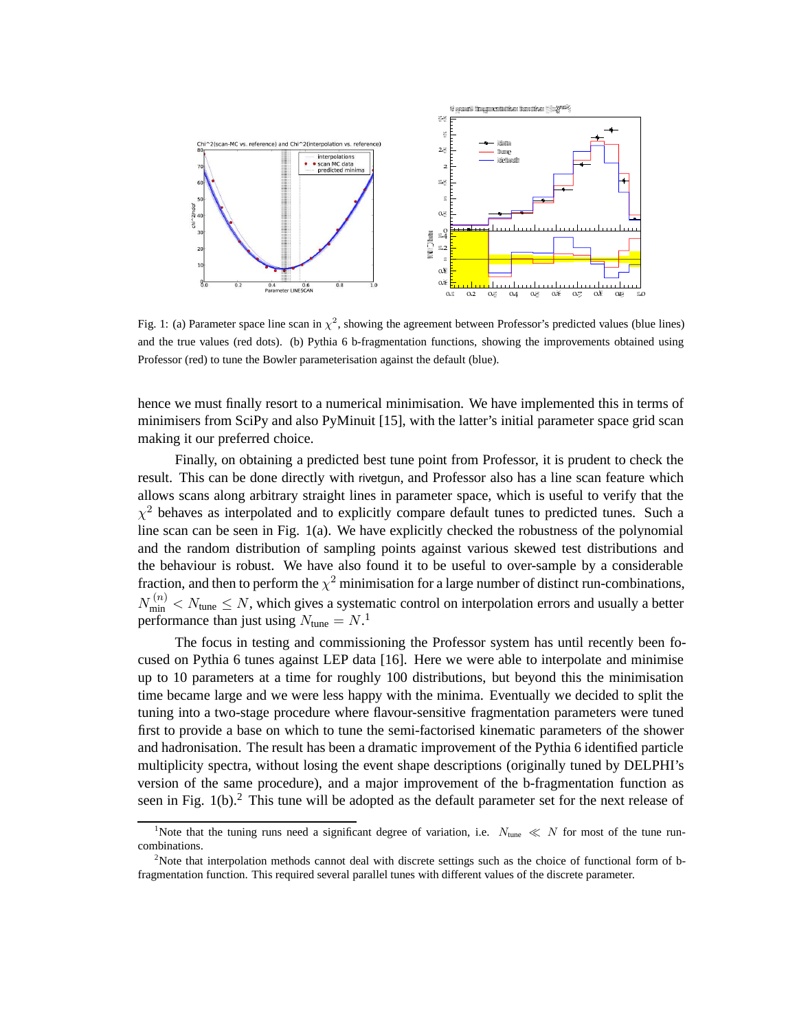Fig. 1: (a) Parameter space line scan in $\chi^2$, showing the agreement between Professor's predicted values (blue lines) and the true values (red dots). (b) Pythia 6 b-fragmentation functions, showing the improvements obtained using Professor (red) to tune the Bowler parameterisation against the default (blue).

hence we must finally resort to a numerical minimisation. We have implemented this in terms of minimisers from SciPy and also PyMinuit [15], with the latter's initial parameter space grid scan making it our preferred choice.

Finally, on obtaining a predicted best tune point from Professor, it is prudent to check the result. This can be done directly with rivetgun, and Professor also has a line scan feature which allows scans along arbitrary straight lines in parameter space, which is useful to verify that the $\chi^2$ behaves as interpolated and to explicitly compare default tunes to predicted tunes. Such a line scan can be seen in Fig. 1(a). We have explicitly checked the robustness of the polynomial and the random distribution of sampling points against various skewed test distributions and the behaviour is robust. We have also found it to be useful to over-sample by a considerable fraction, and then to perform the $\chi^2$ minimisation for a large number of distinct run-combinations, $N_{\text{min}}^{(n)} < N_{\text{tune}} \leq N$, which gives a systematic control on interpolation errors and usually a better performance than just using $N_{\text{tune}} = N$.[1]

The focus in testing and commissioning the Professor system has until recently been focused on Pythia 6 tunes against LEP data [16]. Here we were able to interpolate and minimise up to 10 parameters at a time for roughly 100 distributions, but beyond this the minimisation time became large and we were less happy with the minima. Eventually we decided to split the tuning into a two-stage procedure where flavour-sensitive fragmentation parameters were tuned first to provide a base on which to tune the semi-factorised kinematic parameters of the shower and hadronisation. The result has been a dramatic improvement of the Pythia 6 identified particle multiplicity spectra, without losing the event shape descriptions (originally tuned by DELPHI's version of the same procedure), and a major improvement of the b-fragmentation function as seen in Fig. 1(b).[2] This tune will be adopted as the default parameter set for the next release of

[1] Note that the tuning runs need a significant degree of variation, i.e. $N_{\text{tune}} \ll N$ for most of the tune run-combinations.

[2] Note that interpolation methods cannot deal with discrete settings such as the choice of functional form of b-fragmentation function. This required several parallel tunes with different values of the discrete parameter.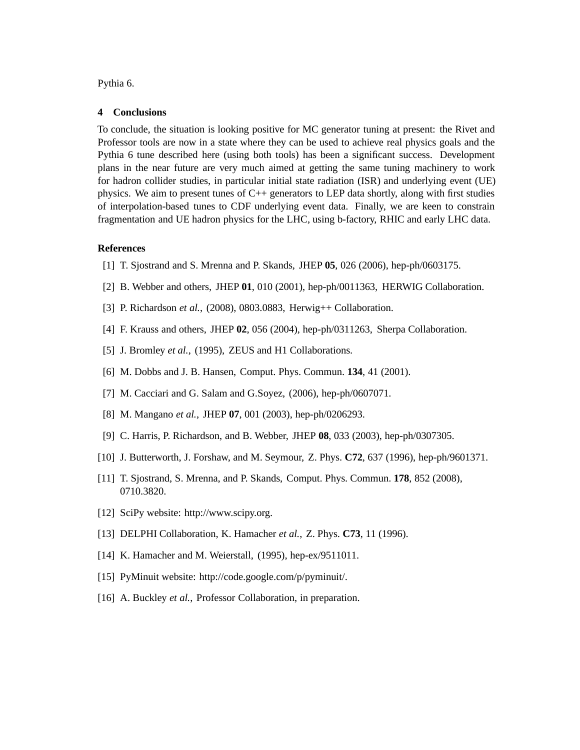Pythia 6.

## 4 Conclusions

To conclude, the situation is looking positive for MC generator tuning at present: the Rivet and Professor tools are now in a state where they can be used to achieve real physics goals and the Pythia 6 tune described here (using both tools) has been a significant success. Development plans in the near future are very much aimed at getting the same tuning machinery to work for hadron collider studies, in particular initial state radiation (ISR) and underlying event (UE) physics. We aim to present tunes of C++ generators to LEP data shortly, along with first studies of interpolation-based tunes to CDF underlying event data. Finally, we are keen to constrain fragmentation and UE hadron physics for the LHC, using b-factory, RHIC and early LHC data.

## References

[1] T. Sjostrand and S. Mrenna and P. Skands, JHEP **05**, 026 (2006), hep-ph/0603175.

[2] B. Webber and others, JHEP **01**, 010 (2001), hep-ph/0011363, HERWIG Collaboration.

[3] P. Richardson *et al.*, (2008), 0803.0883, Herwig++ Collaboration.

[4] F. Krauss and others, JHEP **02**, 056 (2004), hep-ph/0311263, Sherpa Collaboration.

[5] J. Bromley *et al.*, (1995), ZEUS and H1 Collaborations.

[6] M. Dobbs and J. B. Hansen, Comput. Phys. Commun. **134**, 41 (2001).

[7] M. Cacciari and G. Salam and G.Soyez, (2006), hep-ph/0607071.

[8] M. Mangano *et al.*, JHEP **07**, 001 (2003), hep-ph/0206293.

[9] C. Harris, P. Richardson, and B. Webber, JHEP **08**, 033 (2003), hep-ph/0307305.

[10] J. Butterworth, J. Forshaw, and M. Seymour, Z. Phys. **C72**, 637 (1996), hep-ph/9601371.

[11] T. Sjostrand, S. Mrenna, and P. Skands, Comput. Phys. Commun. **178**, 852 (2008), 0710.3820.

[12] SciPy website: http://www.scipy.org.

[13] DELPHI Collaboration, K. Hamacher *et al.*, Z. Phys. **C73**, 11 (1996).

[14] K. Hamacher and M. Weierstall, (1995), hep-ex/9511011.

[15] PyMinuit website: http://code.google.com/p/pyminuit/.

[16] A. Buckley *et al.*, Professor Collaboration, in preparation.